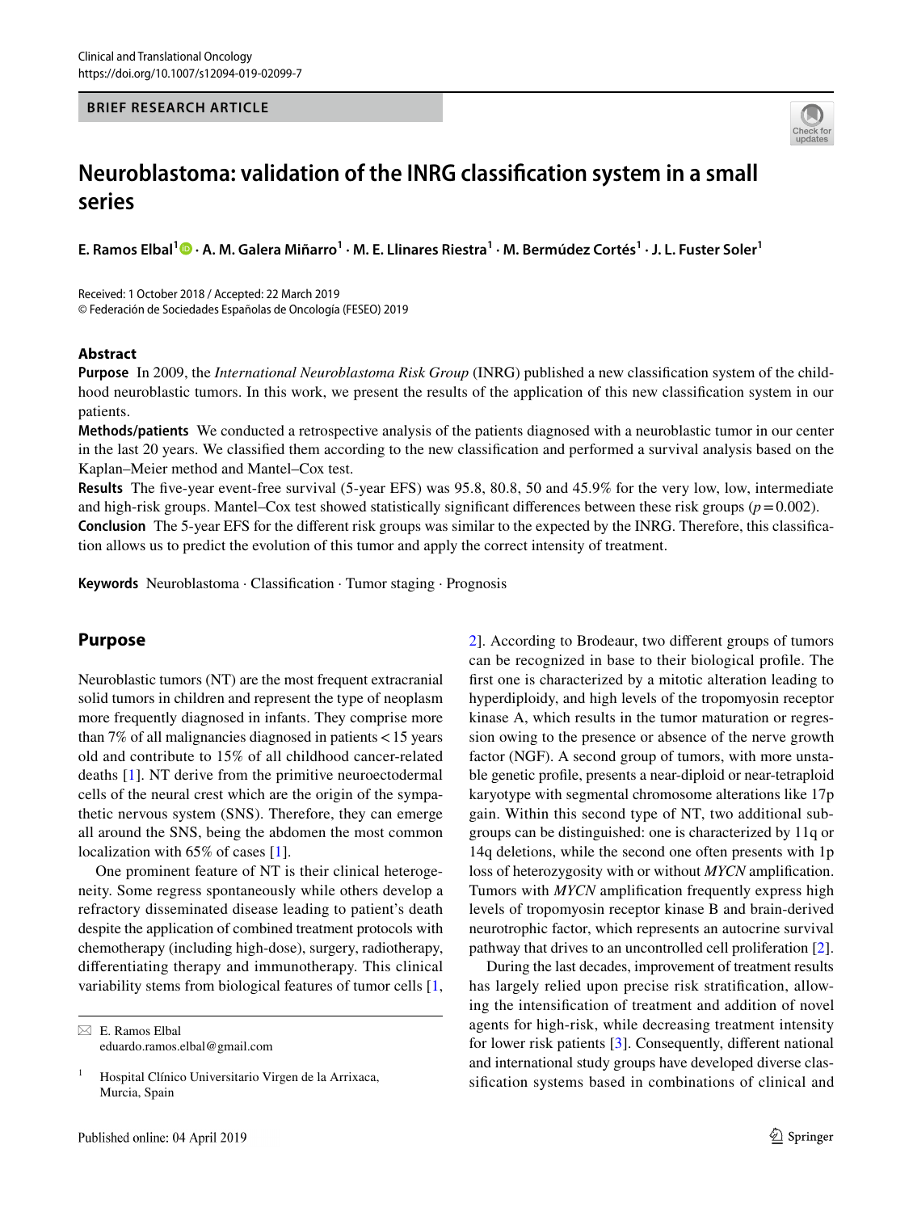BRIEF RESEARCH ARTICLE

# Neuroblastoma: validation of the INRG classification system in a small series

**E. Ramos Elbal[1] · A. M. Galera Miñarro[1] · M. E. Llinares Riestra[1] · M. Bermúdez Cortés[1] · J. L. Fuster Soler[1]**

Received: 1 October 2018 / Accepted: 22 March 2019
© Federación de Sociedades Españolas de Oncología (FESEO) 2019

## Abstract

**Purpose** In 2009, the *International Neuroblastoma Risk Group* (INRG) published a new classification system of the childhood neuroblastic tumors. In this work, we present the results of the application of this new classification system in our patients.

**Methods/patients** We conducted a retrospective analysis of the patients diagnosed with a neuroblastic tumor in our center in the last 20 years. We classified them according to the new classification and performed a survival analysis based on the Kaplan–Meier method and Mantel–Cox test.

**Results** The five-year event-free survival (5-year EFS) was 95.8, 80.8, 50 and 45.9% for the very low, low, intermediate and high-risk groups. Mantel–Cox test showed statistically significant differences between these risk groups ($p = 0.002$).

**Conclusion** The 5-year EFS for the different risk groups was similar to the expected by the INRG. Therefore, this classification allows us to predict the evolution of this tumor and apply the correct intensity of treatment.

**Keywords** Neuroblastoma · Classification · Tumor staging · Prognosis

## Purpose

Neuroblastic tumors (NT) are the most frequent extracranial solid tumors in children and represent the type of neoplasm more frequently diagnosed in infants. They comprise more than 7% of all malignancies diagnosed in patients < 15 years old and contribute to 15% of all childhood cancer-related deaths [1]. NT derive from the primitive neuroectodermal cells of the neural crest which are the origin of the sympathetic nervous system (SNS). Therefore, they can emerge all around the SNS, being the abdomen the most common localization with 65% of cases [1].

One prominent feature of NT is their clinical heterogeneity. Some regress spontaneously while others develop a refractory disseminated disease leading to patient's death despite the application of combined treatment protocols with chemotherapy (including high-dose), surgery, radiotherapy, differentiating therapy and immunotherapy. This clinical variability stems from biological features of tumor cells [1, 2]. According to Brodeaur, two different groups of tumors can be recognized in base to their biological profile. The first one is characterized by a mitotic alteration leading to hyperdiploidy, and high levels of the tropomyosin receptor kinase A, which results in the tumor maturation or regression owing to the presence or absence of the nerve growth factor (NGF). A second group of tumors, with more unstable genetic profile, presents a near-diploid or near-tetraploid karyotype with segmental chromosome alterations like 17p gain. Within this second type of NT, two additional subgroups can be distinguished: one is characterized by 11q or 14q deletions, while the second one often presents with 1p loss of heterozygosity with or without *MYCN* amplification. Tumors with *MYCN* amplification frequently express high levels of tropomyosin receptor kinase B and brain-derived neurotrophic factor, which represents an autocrine survival pathway that drives to an uncontrolled cell proliferation [2].

During the last decades, improvement of treatment results has largely relied upon precise risk stratification, allowing the intensification of treatment and addition of novel agents for high-risk, while decreasing treatment intensity for lower risk patients [3]. Consequently, different national and international study groups have developed diverse classification systems based in combinations of clinical and

---

✉ E. Ramos Elbal
eduardo.ramos.elbal@gmail.com

[1] Hospital Clínico Universitario Virgen de la Arrixaca, Murcia, Spain

Published online: 04 April 2019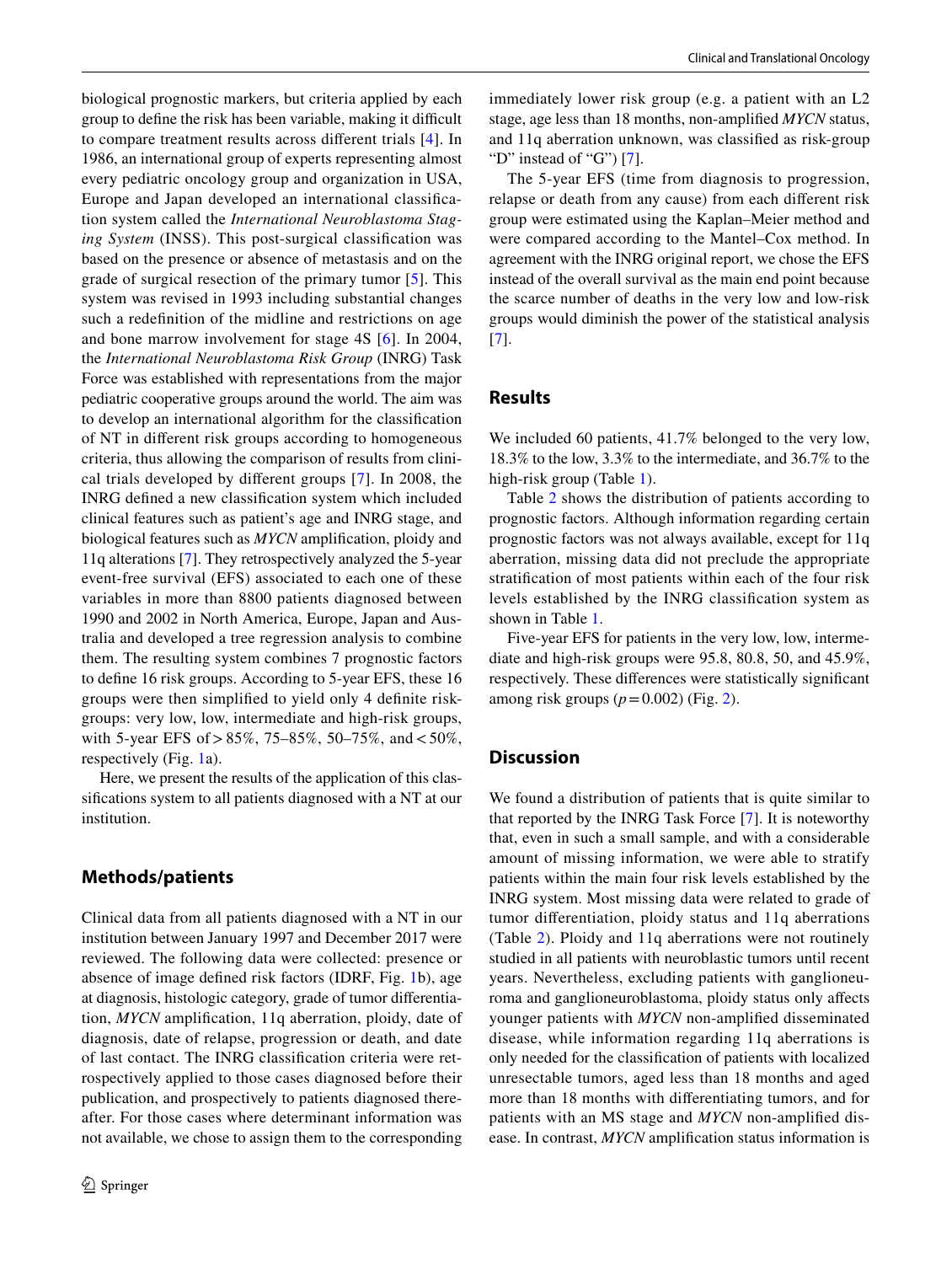biological prognostic markers, but criteria applied by each group to define the risk has been variable, making it difficult to compare treatment results across different trials [4]. In 1986, an international group of experts representing almost every pediatric oncology group and organization in USA, Europe and Japan developed an international classification system called the *International Neuroblastoma Staging System* (INSS). This post-surgical classification was based on the presence or absence of metastasis and on the grade of surgical resection of the primary tumor [5]. This system was revised in 1993 including substantial changes such a redefinition of the midline and restrictions on age and bone marrow involvement for stage 4S [6]. In 2004, the *International Neuroblastoma Risk Group* (INRG) Task Force was established with representations from the major pediatric cooperative groups around the world. The aim was to develop an international algorithm for the classification of NT in different risk groups according to homogeneous criteria, thus allowing the comparison of results from clinical trials developed by different groups [7]. In 2008, the INRG defined a new classification system which included clinical features such as patient's age and INRG stage, and biological features such as *MYCN* amplification, ploidy and 11q alterations [7]. They retrospectively analyzed the 5-year event-free survival (EFS) associated to each one of these variables in more than 8800 patients diagnosed between 1990 and 2002 in North America, Europe, Japan and Australia and developed a tree regression analysis to combine them. The resulting system combines 7 prognostic factors to define 16 risk groups. According to 5-year EFS, these 16 groups were then simplified to yield only 4 definite risk-groups: very low, low, intermediate and high-risk groups, with 5-year EFS of > 85%, 75–85%, 50–75%, and < 50%, respectively (Fig. 1a).

Here, we present the results of the application of this classifications system to all patients diagnosed with a NT at our institution.

## Methods/patients

Clinical data from all patients diagnosed with a NT in our institution between January 1997 and December 2017 were reviewed. The following data were collected: presence or absence of image defined risk factors (IDRF, Fig. 1b), age at diagnosis, histologic category, grade of tumor differentiation, *MYCN* amplification, 11q aberration, ploidy, date of diagnosis, date of relapse, progression or death, and date of last contact. The INRG classification criteria were retrospectively applied to those cases diagnosed before their publication, and prospectively to patients diagnosed thereafter. For those cases where determinant information was not available, we chose to assign them to the corresponding immediately lower risk group (e.g. a patient with an L2 stage, age less than 18 months, non-amplified *MYCN* status, and 11q aberration unknown, was classified as risk-group "D" instead of "G") [7].

The 5-year EFS (time from diagnosis to progression, relapse or death from any cause) from each different risk group were estimated using the Kaplan–Meier method and were compared according to the Mantel–Cox method. In agreement with the INRG original report, we chose the EFS instead of the overall survival as the main end point because the scarce number of deaths in the very low and low-risk groups would diminish the power of the statistical analysis [7].

## Results

We included 60 patients, 41.7% belonged to the very low, 18.3% to the low, 3.3% to the intermediate, and 36.7% to the high-risk group (Table 1).

Table 2 shows the distribution of patients according to prognostic factors. Although information regarding certain prognostic factors was not always available, except for 11q aberration, missing data did not preclude the appropriate stratification of most patients within each of the four risk levels established by the INRG classification system as shown in Table 1.

Five-year EFS for patients in the very low, low, intermediate and high-risk groups were 95.8, 80.8, 50, and 45.9%, respectively. These differences were statistically significant among risk groups ($p = 0.002$) (Fig. 2).

## Discussion

We found a distribution of patients that is quite similar to that reported by the INRG Task Force [7]. It is noteworthy that, even in such a small sample, and with a considerable amount of missing information, we were able to stratify patients within the main four risk levels established by the INRG system. Most missing data were related to grade of tumor differentiation, ploidy status and 11q aberrations (Table 2). Ploidy and 11q aberrations were not routinely studied in all patients with neuroblastic tumors until recent years. Nevertheless, excluding patients with ganglioneuroma and ganglioneuroblastoma, ploidy status only affects younger patients with *MYCN* non-amplified disseminated disease, while information regarding 11q aberrations is only needed for the classification of patients with localized unresectable tumors, aged less than 18 months and aged more than 18 months with differentiating tumors, and for patients with an MS stage and *MYCN* non-amplified disease. In contrast, *MYCN* amplification status information is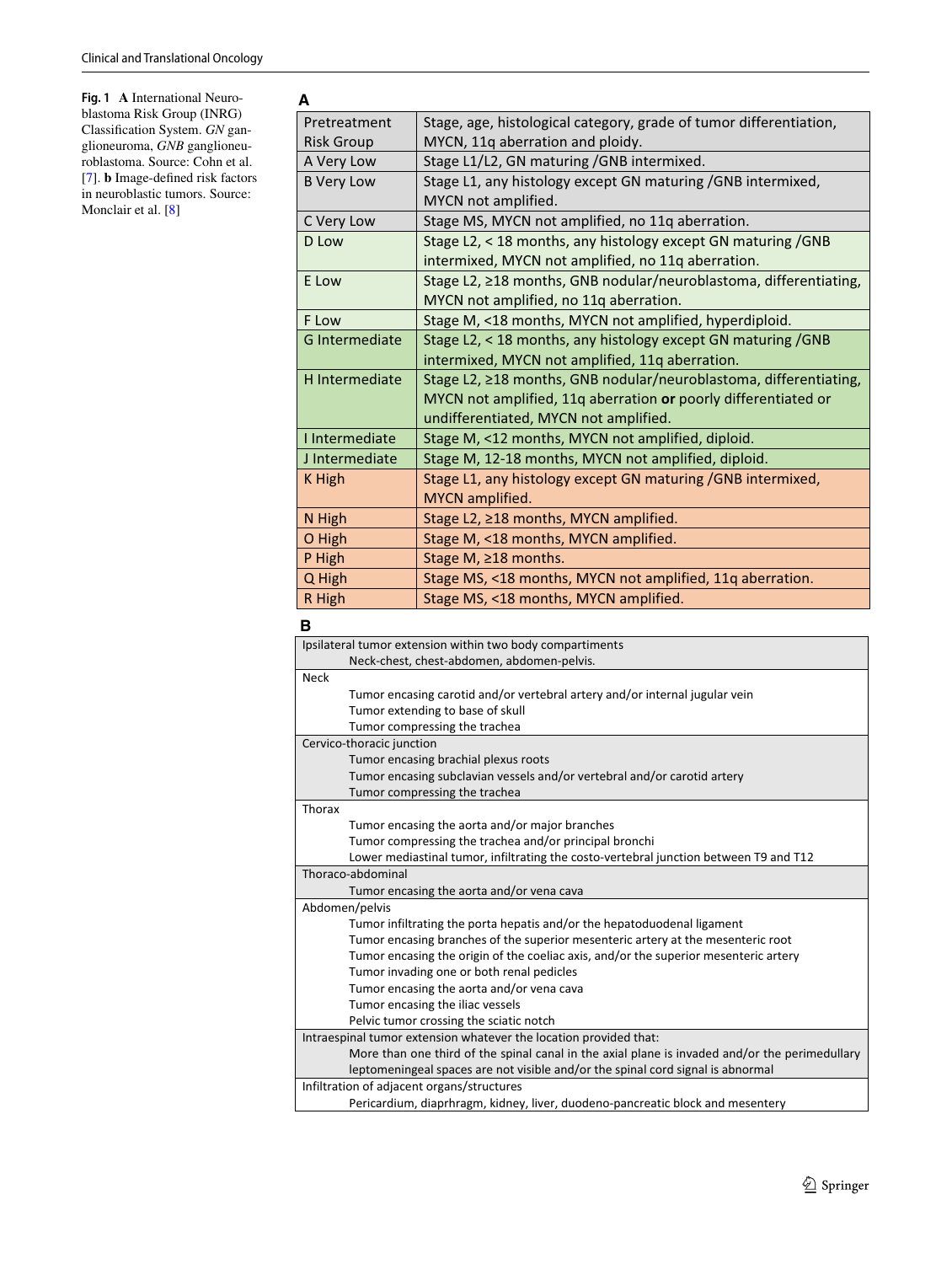**Fig. 1** **A** International Neuroblastoma Risk Group (INRG) Classification System. *GN* ganglioneuroma, *GNB* ganglioneuroblastoma. Source: Cohn et al. [7]. **b** Image-defined risk factors in neuroblastic tumors. Source: Monclair et al. [8]

**A**

| Pretreatment Risk Group | Stage, age, histological category, grade of tumor differentiation, MYCN, 11q aberration and ploidy. |
|---|---|
| A Very Low | Stage L1/L2, GN maturing /GNB intermixed. |
| B Very Low | Stage L1, any histology except GN maturing /GNB intermixed, MYCN not amplified. |
| C Very Low | Stage MS, MYCN not amplified, no 11q aberration. |
| D Low | Stage L2, < 18 months, any histology except GN maturing /GNB intermixed, MYCN not amplified, no 11q aberration. |
| E Low | Stage L2, ≥18 months, GNB nodular/neuroblastoma, differentiating, MYCN not amplified, no 11q aberration. |
| F Low | Stage M, <18 months, MYCN not amplified, hyperdiploid. |
| G Intermediate | Stage L2, < 18 months, any histology except GN maturing /GNB intermixed, MYCN not amplified, 11q aberration. |
| H Intermediate | Stage L2, ≥18 months, GNB nodular/neuroblastoma, differentiating, MYCN not amplified, 11q aberration **or** poorly differentiated or undifferentiated, MYCN not amplified. |
| I Intermediate | Stage M, <12 months, MYCN not amplified, diploid. |
| J Intermediate | Stage M, 12-18 months, MYCN not amplified, diploid. |
| K High | Stage L1, any histology except GN maturing /GNB intermixed, MYCN amplified. |
| N High | Stage L2, ≥18 months, MYCN amplified. |
| O High | Stage M, <18 months, MYCN amplified. |
| P High | Stage M, ≥18 months. |
| Q High | Stage MS, <18 months, MYCN not amplified, 11q aberration. |
| R High | Stage MS, <18 months, MYCN amplified. |

**B**

- Ipsilateral tumor extension within two body compartments
  - Neck-chest, chest-abdomen, abdomen-pelvis.
- Neck
  - Tumor encasing carotid and/or vertebral artery and/or internal jugular vein
  - Tumor extending to base of skull
  - Tumor compressing the trachea
- Cervico-thoracic junction
  - Tumor encasing brachial plexus roots
  - Tumor encasing subclavian vessels and/or vertebral and/or carotid artery
  - Tumor compressing the trachea
- Thorax
  - Tumor encasing the aorta and/or major branches
  - Tumor compressing the trachea and/or principal bronchi
  - Lower mediastinal tumor, infiltrating the costo-vertebral junction between T9 and T12
- Thoraco-abdominal
  - Tumor encasing the aorta and/or vena cava
- Abdomen/pelvis
  - Tumor infiltrating the porta hepatis and/or the hepatoduodenal ligament
  - Tumor encasing branches of the superior mesenteric artery at the mesenteric root
  - Tumor encasing the origin of the coeliac axis, and/or the superior mesenteric artery
  - Tumor invading one or both renal pedicles
  - Tumor encasing the aorta and/or vena cava
  - Tumor encasing the iliac vessels
  - Pelvic tumor crossing the sciatic notch
- Intraspinal tumor extension whatever the location provided that:
  - More than one third of the spinal canal in the axial plane is invaded and/or the perimedullary leptomeningeal spaces are not visible and/or the spinal cord signal is abnormal
- Infiltration of adjacent organs/structures
  - Pericardium, diaphragm, kidney, liver, duodeno-pancreatic block and mesentery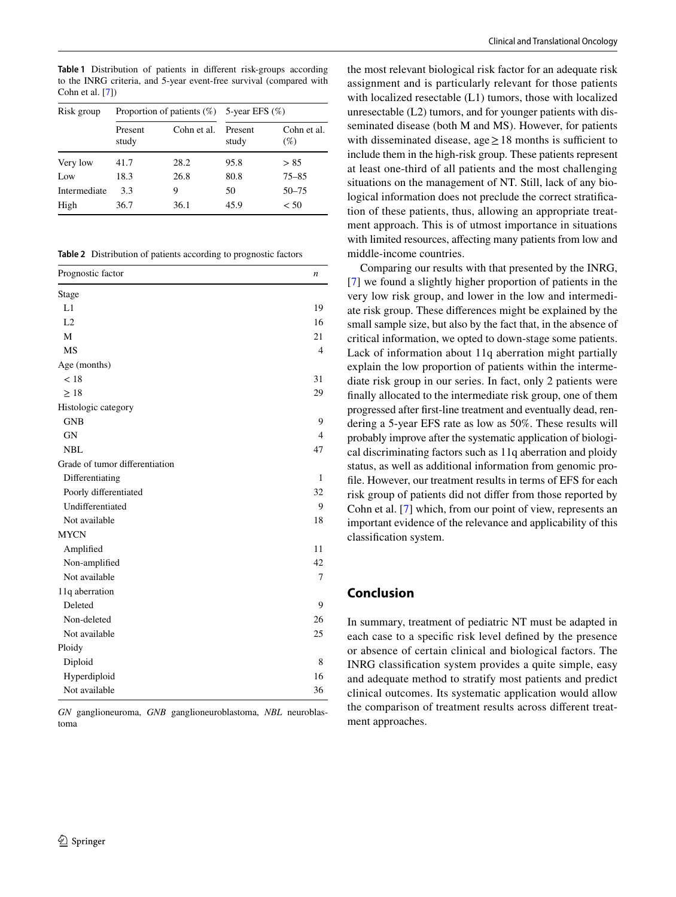**Table 1** Distribution of patients in different risk-groups according to the INRG criteria, and 5-year event-free survival (compared with Cohn et al. [7])

| Risk group | Proportion of patients (%) | | 5-year EFS (%) | |
|---|---|---|---|---|
| | Present study | Cohn et al. | Present study | Cohn et al. (%) |
| Very low | 41.7 | 28.2 | 95.8 | > 85 |
| Low | 18.3 | 26.8 | 80.8 | 75–85 |
| Intermediate | 3.3 | 9 | 50 | 50–75 |
| High | 36.7 | 36.1 | 45.9 | < 50 |

**Table 2** Distribution of patients according to prognostic factors

| Prognostic factor | *n* |
|---|---|
| Stage | |
| L1 | 19 |
| L2 | 16 |
| M | 21 |
| MS | 4 |
| Age (months) | |
| < 18 | 31 |
| ≥ 18 | 29 |
| Histologic category | |
| GNB | 9 |
| GN | 4 |
| NBL | 47 |
| Grade of tumor differentiation | |
| Differentiating | 1 |
| Poorly differentiated | 32 |
| Undifferentiated | 9 |
| Not available | 18 |
| MYCN | |
| Amplified | 11 |
| Non-amplified | 42 |
| Not available | 7 |
| 11q aberration | |
| Deleted | 9 |
| Non-deleted | 26 |
| Not available | 25 |
| Ploidy | |
| Diploid | 8 |
| Hyperdiploid | 16 |
| Not available | 36 |

*GN* ganglioneuroma, *GNB* ganglioneuroblastoma, *NBL* neuroblastoma

the most relevant biological risk factor for an adequate risk assignment and is particularly relevant for those patients with localized resectable (L1) tumors, those with localized unresectable (L2) tumors, and for younger patients with disseminated disease (both M and MS). However, for patients with disseminated disease, age ≥ 18 months is sufficient to include them in the high-risk group. These patients represent at least one-third of all patients and the most challenging situations on the management of NT. Still, lack of any biological information does not preclude the correct stratification of these patients, thus, allowing an appropriate treatment approach. This is of utmost importance in situations with limited resources, affecting many patients from low and middle-income countries.

Comparing our results with that presented by the INRG, [7] we found a slightly higher proportion of patients in the very low risk group, and lower in the low and intermediate risk group. These differences might be explained by the small sample size, but also by the fact that, in the absence of critical information, we opted to down-stage some patients. Lack of information about 11q aberration might partially explain the low proportion of patients within the intermediate risk group in our series. In fact, only 2 patients were finally allocated to the intermediate risk group, one of them progressed after first-line treatment and eventually dead, rendering a 5-year EFS rate as low as 50%. These results will probably improve after the systematic application of biological discriminating factors such as 11q aberration and ploidy status, as well as additional information from genomic profile. However, our treatment results in terms of EFS for each risk group of patients did not differ from those reported by Cohn et al. [7] which, from our point of view, represents an important evidence of the relevance and applicability of this classification system.

## Conclusion

In summary, treatment of pediatric NT must be adapted in each case to a specific risk level defined by the presence or absence of certain clinical and biological factors. The INRG classification system provides a quite simple, easy and adequate method to stratify most patients and predict clinical outcomes. Its systematic application would allow the comparison of treatment results across different treatment approaches.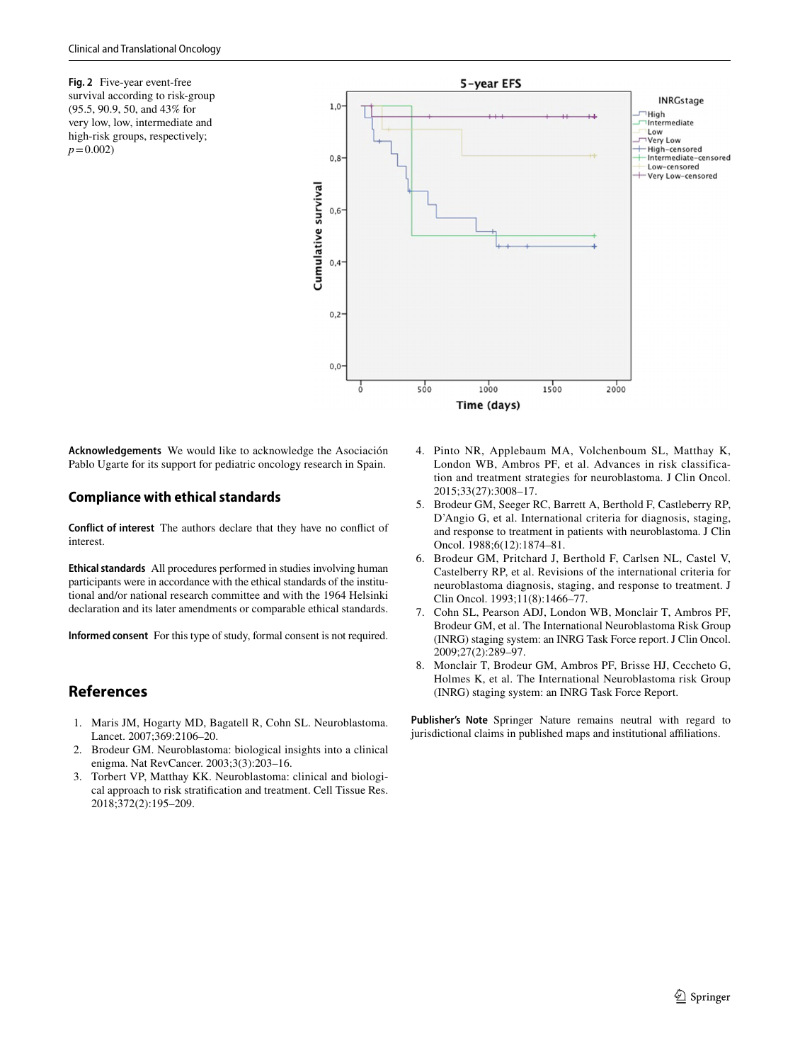5-year EFS

INRGstage
High
Intermediate
Low
Very Low
High-censored
Intermediate-censored
Low-censored
Very Low-censored

Cumulative survival

1,0
0,8
0,6
0,4
0,2
0,0

0 500 1000 1500 2000

Time (days)

**Fig. 2** Five-year event-free survival according to risk-group (95.5, 90.9, 50, and 43% for very low, low, intermediate and high-risk groups, respectively; $p = 0.002$)

**Acknowledgements** We would like to acknowledge the Asociación Pablo Ugarte for its support for pediatric oncology research in Spain.

## Compliance with ethical standards

**Conflict of interest** The authors declare that they have no conflict of interest.

**Ethical standards** All procedures performed in studies involving human participants were in accordance with the ethical standards of the institutional and/or national research committee and with the 1964 Helsinki declaration and its later amendments or comparable ethical standards.

**Informed consent** For this type of study, formal consent is not required.

## References

1. Maris JM, Hogarty MD, Bagatell R, Cohn SL. Neuroblastoma. Lancet. 2007;369:2106–20.
2. Brodeur GM. Neuroblastoma: biological insights into a clinical enigma. Nat RevCancer. 2003;3(3):203–16.
3. Torbert VP, Matthay KK. Neuroblastoma: clinical and biological approach to risk stratification and treatment. Cell Tissue Res. 2018;372(2):195–209.
4. Pinto NR, Applebaum MA, Volchenboum SL, Matthay K, London WB, Ambros PF, et al. Advances in risk classification and treatment strategies for neuroblastoma. J Clin Oncol. 2015;33(27):3008–17.
5. Brodeur GM, Seeger RC, Barrett A, Berthold F, Castleberry RP, D'Angio G, et al. International criteria for diagnosis, staging, and response to treatment in patients with neuroblastoma. J Clin Oncol. 1988;6(12):1874–81.
6. Brodeur GM, Pritchard J, Berthold F, Carlsen NL, Castel V, Castelberry RP, et al. Revisions of the international criteria for neuroblastoma diagnosis, staging, and response to treatment. J Clin Oncol. 1993;11(8):1466–77.
7. Cohn SL, Pearson ADJ, London WB, Monclair T, Ambros PF, Brodeur GM, et al. The International Neuroblastoma Risk Group (INRG) staging system: an INRG Task Force report. J Clin Oncol. 2009;27(2):289–97.
8. Monclair T, Brodeur GM, Ambros PF, Brisse HJ, Ceccheto G, Holmes K, et al. The International Neuroblastoma risk Group (INRG) staging system: an INRG Task Force Report.

**Publisher's Note** Springer Nature remains neutral with regard to jurisdictional claims in published maps and institutional affiliations.